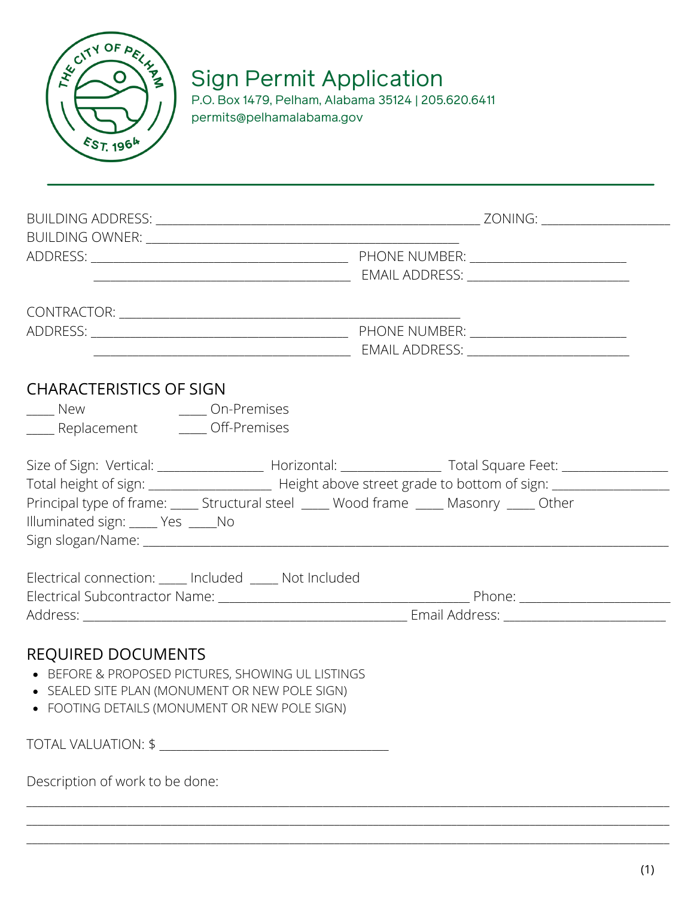# Sign Permit Application

P.O. Box 1479, Pelham, Alabama 35124 | 205.620.6411
permits@pelhamalabama.gov

BUILDING ADDRESS: ______________________________ ZONING: ______________

BUILDING OWNER: ______________________________

ADDRESS: ______________________________ PHONE NUMBER: ______________

______________________________ EMAIL ADDRESS: ______________

CONTRACTOR: ______________________________

ADDRESS: ______________________________ PHONE NUMBER: ______________

______________________________ EMAIL ADDRESS: ______________

## CHARACTERISTICS OF SIGN

____ New ____ On-Premises

____ Replacement ____ Off-Premises

Size of Sign: Vertical: __________ Horizontal: __________ Total Square Feet: __________

Total height of sign: __________ Height above street grade to bottom of sign: __________

Principal type of frame: ____ Structural steel ____ Wood frame ____ Masonry ____ Other

Illuminated sign: ____ Yes ____No

Sign slogan/Name: ______________________________

Electrical connection: ____ Included ____ Not Included

Electrical Subcontractor Name: ______________________________ Phone: ______________

Address: ______________________________ Email Address: ______________

## REQUIRED DOCUMENTS

- BEFORE & PROPOSED PICTURES, SHOWING UL LISTINGS
- SEALED SITE PLAN (MONUMENT OR NEW POLE SIGN)
- FOOTING DETAILS (MONUMENT OR NEW POLE SIGN)

TOTAL VALUATION: $ ______________________________

Description of work to be done:

______________________________

______________________________

______________________________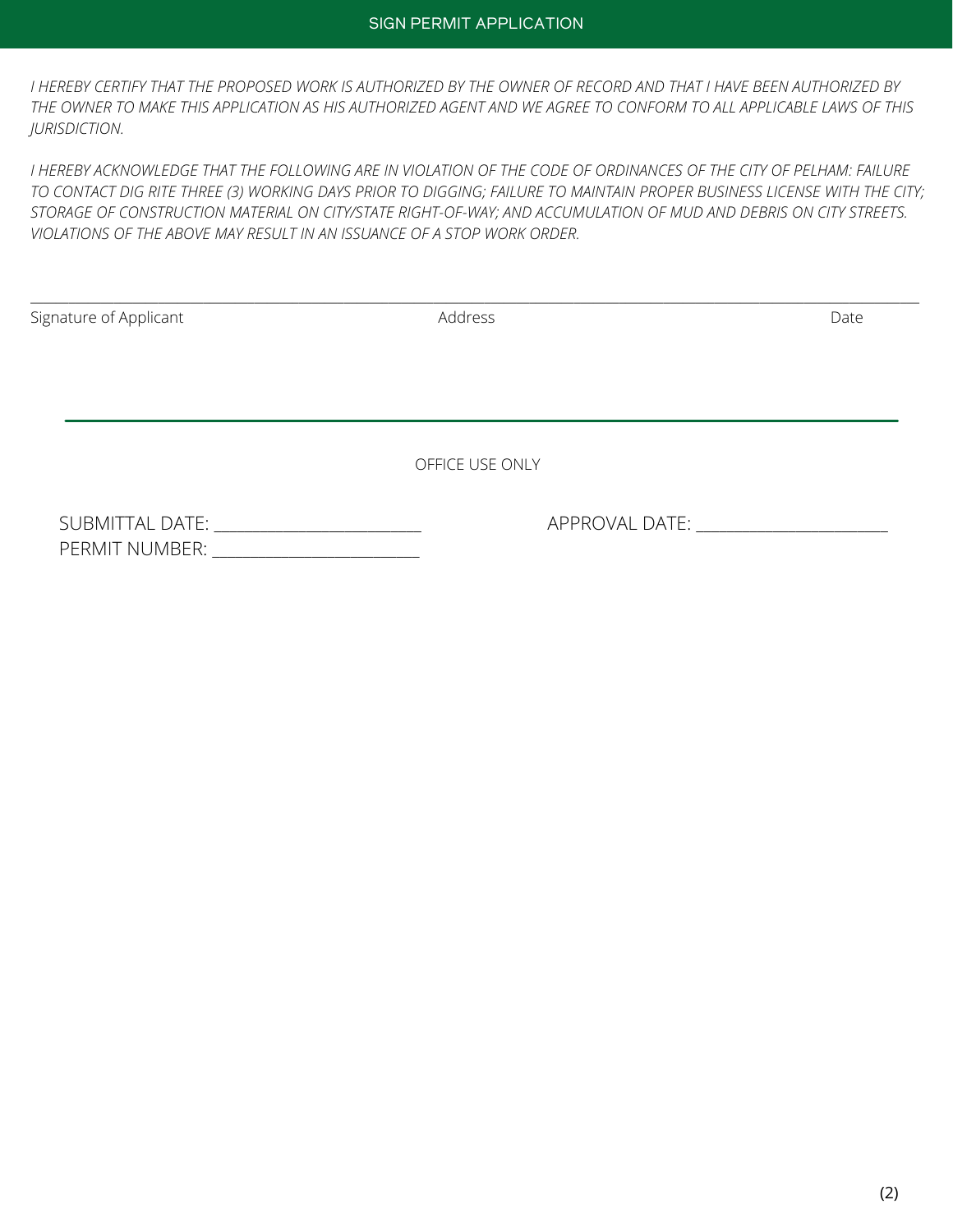## SIGN PERMIT APPLICATION

*I HEREBY CERTIFY THAT THE PROPOSED WORK IS AUTHORIZED BY THE OWNER OF RECORD AND THAT I HAVE BEEN AUTHORIZED BY THE OWNER TO MAKE THIS APPLICATION AS HIS AUTHORIZED AGENT AND WE AGREE TO CONFORM TO ALL APPLICABLE LAWS OF THIS JURISDICTION.*

*I HEREBY ACKNOWLEDGE THAT THE FOLLOWING ARE IN VIOLATION OF THE CODE OF ORDINANCES OF THE CITY OF PELHAM: FAILURE TO CONTACT DIG RITE THREE (3) WORKING DAYS PRIOR TO DIGGING; FAILURE TO MAINTAIN PROPER BUSINESS LICENSE WITH THE CITY; STORAGE OF CONSTRUCTION MATERIAL ON CITY/STATE RIGHT-OF-WAY; AND ACCUMULATION OF MUD AND DEBRIS ON CITY STREETS. VIOLATIONS OF THE ABOVE MAY RESULT IN AN ISSUANCE OF A STOP WORK ORDER.*

\_\_\_\_\_\_\_\_\_\_\_\_\_\_\_\_\_\_\_\_\_\_\_\_\_\_\_\_\_\_\_\_\_\_\_\_\_\_\_\_\_\_\_\_\_\_\_\_\_\_\_\_\_\_\_\_\_\_\_\_\_\_\_\_\_\_\_\_\_\_\_\_\_\_\_\_\_\_

Signature of Applicant | Address | Date

---

OFFICE USE ONLY

SUBMITTAL DATE: \_\_\_\_\_\_\_\_\_\_\_\_\_\_\_\_\_\_\_\_\_\_\_\_ APPROVAL DATE: \_\_\_\_\_\_\_\_\_\_\_\_\_\_\_\_\_\_\_\_\_\_\_\_

PERMIT NUMBER: \_\_\_\_\_\_\_\_\_\_\_\_\_\_\_\_\_\_\_\_\_\_\_\_